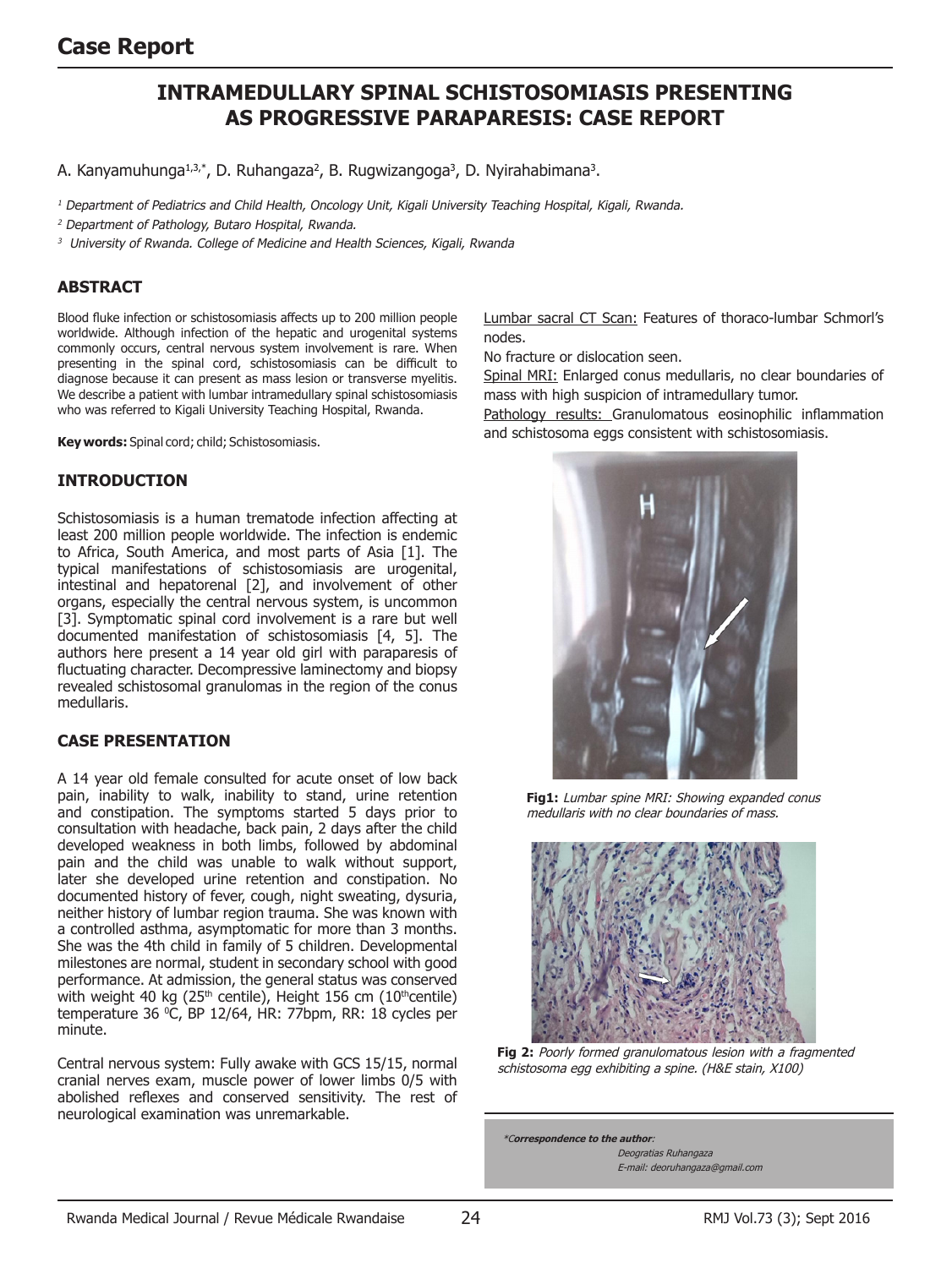# Case Report

## INTRAMEDULLARY SPINAL SCHISTOSOMIASIS PRESENTING AS PROGRESSIVE PARAPARESIS: CASE REPORT

A. Kanyamuhunga[1,3,*], D. Ruhangaza[2], B. Rugwizangoga[3], D. Nyirahabimana[3].

[1] *Department of Pediatrics and Child Health, Oncology Unit, Kigali University Teaching Hospital, Kigali, Rwanda.*

[2] *Department of Pathology, Butaro Hospital, Rwanda.*

[3] *University of Rwanda. College of Medicine and Health Sciences, Kigali, Rwanda*

### ABSTRACT

Blood fluke infection or schistosomiasis affects up to 200 million people worldwide. Although infection of the hepatic and urogenital systems commonly occurs, central nervous system involvement is rare. When presenting in the spinal cord, schistosomiasis can be difficult to diagnose because it can present as mass lesion or transverse myelitis. We describe a patient with lumbar intramedullary spinal schistosomiasis who was referred to Kigali University Teaching Hospital, Rwanda.

**Key words:** Spinal cord; child; Schistosomiasis.

### INTRODUCTION

Schistosomiasis is a human trematode infection affecting at least 200 million people worldwide. The infection is endemic to Africa, South America, and most parts of Asia [1]. The typical manifestations of schistosomiasis are urogenital, intestinal and hepatorenal [2], and involvement of other organs, especially the central nervous system, is uncommon [3]. Symptomatic spinal cord involvement is a rare but well documented manifestation of schistosomiasis [4, 5]. The authors here present a 14 year old girl with paraparesis of fluctuating character. Decompressive laminectomy and biopsy revealed schistosomal granulomas in the region of the conus medullaris.

### CASE PRESENTATION

A 14 year old female consulted for acute onset of low back pain, inability to walk, inability to stand, urine retention and constipation. The symptoms started 5 days prior to consultation with headache, back pain, 2 days after the child developed weakness in both limbs, followed by abdominal pain and the child was unable to walk without support, later she developed urine retention and constipation. No documented history of fever, cough, night sweating, dysuria, neither history of lumbar region trauma. She was known with a controlled asthma, asymptomatic for more than 3 months. She was the 4th child in family of 5 children. Developmental milestones are normal, student in secondary school with good performance. At admission, the general status was conserved with weight 40 kg (25th centile), Height 156 cm (10th centile) temperature 36 °C, BP 12/64, HR: 77bpm, RR: 18 cycles per minute.

Central nervous system: Fully awake with GCS 15/15, normal cranial nerves exam, muscle power of lower limbs 0/5 with abolished reflexes and conserved sensitivity. The rest of neurological examination was unremarkable.

Lumbar sacral CT Scan: Features of thoraco-lumbar Schmorl's nodes.

No fracture or dislocation seen.

Spinal MRI: Enlarged conus medullaris, no clear boundaries of mass with high suspicion of intramedullary tumor.

Pathology results: Granulomatous eosinophilic inflammation and schistosoma eggs consistent with schistosomiasis.

**Fig1:** *Lumbar spine MRI: Showing expanded conus medullaris with no clear boundaries of mass.*

**Fig 2:** *Poorly formed granulomatous lesion with a fragmented schistosoma egg exhibiting a spine. (H&E stain, X100)*

*Correspondence to the author:
Deogratias Ruhangaza
E-mail: deoruhangaza@gmail.com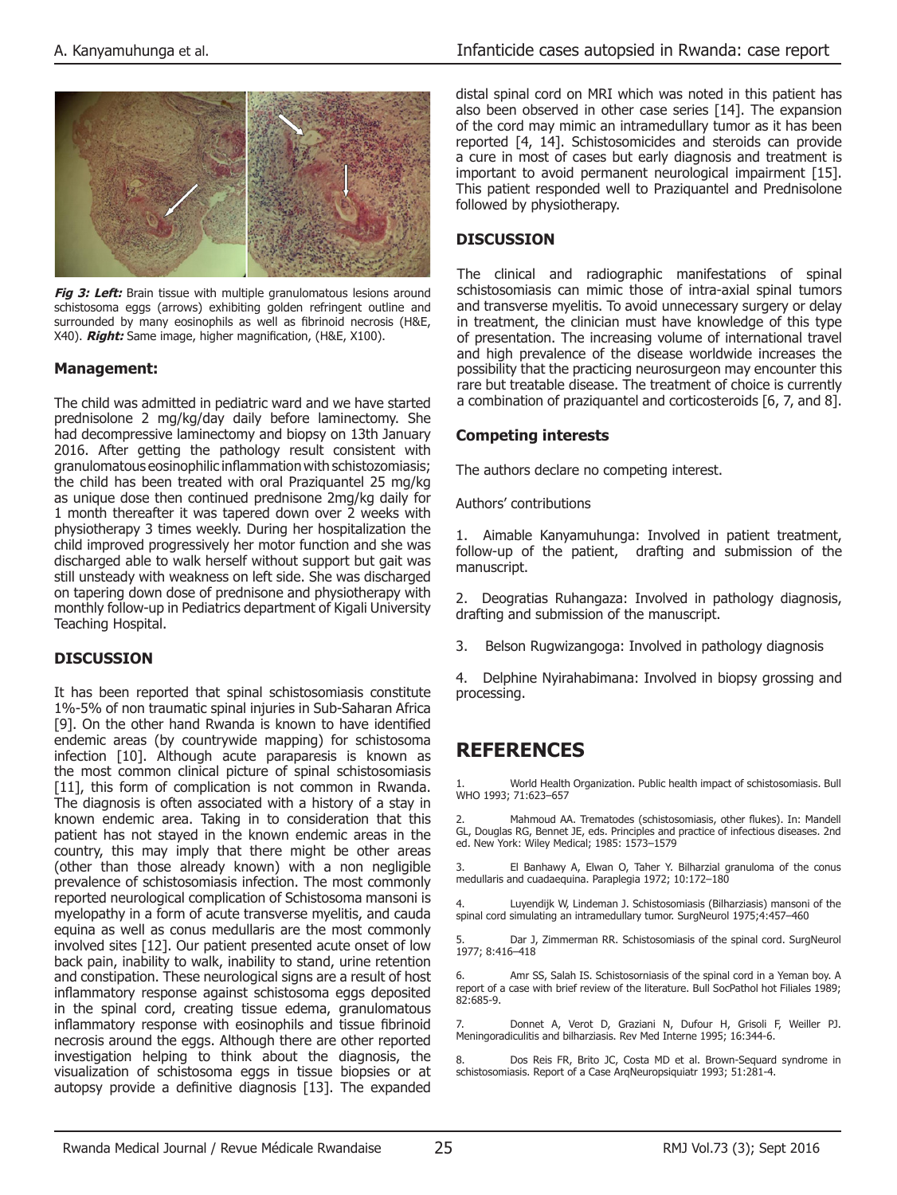*Fig 3:* ***Left:*** Brain tissue with multiple granulomatous lesions around schistosoma eggs (arrows) exhibiting golden refringent outline and surrounded by many eosinophils as well as fibrinoid necrosis (H&E, X40). ***Right:*** Same image, higher magnification, (H&E, X100).

### Management:

The child was admitted in pediatric ward and we have started prednisolone 2 mg/kg/day daily before laminectomy. She had decompressive laminectomy and biopsy on 13th January 2016. After getting the pathology result consistent with granulomatous eosinophilic inflammation with schistozomiasis; the child has been treated with oral Praziquantel 25 mg/kg as unique dose then continued prednisone 2mg/kg daily for 1 month thereafter it was tapered down over 2 weeks with physiotherapy 3 times weekly. During her hospitalization the child improved progressively her motor function and she was discharged able to walk herself without support but gait was still unsteady with weakness on left side. She was discharged on tapering down dose of prednisone and physiotherapy with monthly follow-up in Pediatrics department of Kigali University Teaching Hospital.

### DISCUSSION

It has been reported that spinal schistosomiasis constitute 1%-5% of non traumatic spinal injuries in Sub-Saharan Africa [9]. On the other hand Rwanda is known to have identified endemic areas (by countrywide mapping) for schistosoma infection [10]. Although acute paraparesis is known as the most common clinical picture of spinal schistosomiasis [11], this form of complication is not common in Rwanda. The diagnosis is often associated with a history of a stay in known endemic area. Taking in to consideration that this patient has not stayed in the known endemic areas in the country, this may imply that there might be other areas (other than those already known) with a non negligible prevalence of schistosomiasis infection. The most commonly reported neurological complication of Schistosoma mansoni is myelopathy in a form of acute transverse myelitis, and cauda equina as well as conus medullaris are the most commonly involved sites [12]. Our patient presented acute onset of low back pain, inability to walk, inability to stand, urine retention and constipation. These neurological signs are a result of host inflammatory response against schistosoma eggs deposited in the spinal cord, creating tissue edema, granulomatous inflammatory response with eosinophils and tissue fibrinoid necrosis around the eggs. Although there are other reported investigation helping to think about the diagnosis, the visualization of schistosoma eggs in tissue biopsies or at autopsy provide a definitive diagnosis [13]. The expanded distal spinal cord on MRI which was noted in this patient has also been observed in other case series [14]. The expansion of the cord may mimic an intramedullary tumor as it has been reported [4, 14]. Schistosomicides and steroids can provide a cure in most of cases but early diagnosis and treatment is important to avoid permanent neurological impairment [15]. This patient responded well to Praziquantel and Prednisolone followed by physiotherapy.

### DISCUSSION

The clinical and radiographic manifestations of spinal schistosomiasis can mimic those of intra-axial spinal tumors and transverse myelitis. To avoid unnecessary surgery or delay in treatment, the clinician must have knowledge of this type of presentation. The increasing volume of international travel and high prevalence of the disease worldwide increases the possibility that the practicing neurosurgeon may encounter this rare but treatable disease. The treatment of choice is currently a combination of praziquantel and corticosteroids [6, 7, and 8].

### Competing interests

The authors declare no competing interest.

Authors' contributions

1. Aimable Kanyamuhunga: Involved in patient treatment, follow-up of the patient, drafting and submission of the manuscript.

2. Deogratias Ruhangaza: Involved in pathology diagnosis, drafting and submission of the manuscript.

3. Belson Rugwizangoga: Involved in pathology diagnosis

4. Delphine Nyirahabimana: Involved in biopsy grossing and processing.

## REFERENCES

1. World Health Organization. Public health impact of schistosomiasis. Bull WHO 1993; 71:623–657

2. Mahmoud AA. Trematodes (schistosomiasis, other flukes). In: Mandell GL, Douglas RG, Bennet JE, eds. Principles and practice of infectious diseases. 2nd ed. New York: Wiley Medical; 1985: 1573–1579

3. El Banhawy A, Elwan O, Taher Y. Bilharzial granuloma of the conus medullaris and cuadaequina. Paraplegia 1972; 10:172–180

4. Luyendijk W, Lindeman J. Schistosomiasis (Bilharziasis) mansoni of the spinal cord simulating an intramedullary tumor. SurgNeurol 1975;4:457–460

5. Dar J, Zimmerman RR. Schistosomiasis of the spinal cord. SurgNeurol 1977; 8:416–418

6. Amr SS, Salah IS. Schistosorniasis of the spinal cord in a Yeman boy. A report of a case with brief review of the literature. Bull SocPathol hot Filiales 1989; 82:685-9.

7. Donnet A, Verot D, Graziani N, Dufour H, Grisoli F, Weiller PJ. Meningoradiculitis and bilharziasis. Rev Med Interne 1995; 16:344-6.

8. Dos Reis FR, Brito JC, Costa MD et al. Brown-Sequard syndrome in schistosomiasis. Report of a Case ArqNeuropsiquiatr 1993; 51:281-4.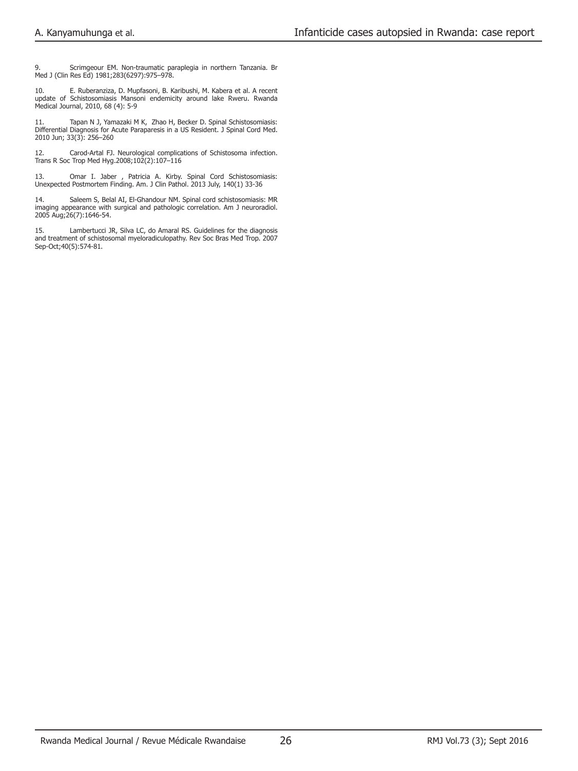9. Scrimgeour EM. Non-traumatic paraplegia in northern Tanzania. Br Med J (Clin Res Ed) 1981;283(6297):975–978.

10. E. Ruberanziza, D. Mupfasoni, B. Karibushi, M. Kabera et al. A recent update of Schistosomiasis Mansoni endemicity around lake Rweru. Rwanda Medical Journal, 2010, 68 (4): 5-9

11. Tapan N J, Yamazaki M K, Zhao H, Becker D. Spinal Schistosomiasis: Differential Diagnosis for Acute Paraparesis in a US Resident. J Spinal Cord Med. 2010 Jun; 33(3): 256–260

12. Carod-Artal FJ. Neurological complications of Schistosoma infection. Trans R Soc Trop Med Hyg.2008;102(2):107–116

13. Omar I. Jaber , Patricia A. Kirby. Spinal Cord Schistosomiasis: Unexpected Postmortem Finding. Am. J Clin Pathol. 2013 July, 140(1) 33-36

14. Saleem S, Belal AI, El-Ghandour NM. Spinal cord schistosomiasis: MR imaging appearance with surgical and pathologic correlation. Am J neuroradiol. 2005 Aug;26(7):1646-54.

15. Lambertucci JR, Silva LC, do Amaral RS. Guidelines for the diagnosis and treatment of schistosomal myeloradiculopathy. Rev Soc Bras Med Trop. 2007 Sep-Oct;40(5):574-81.